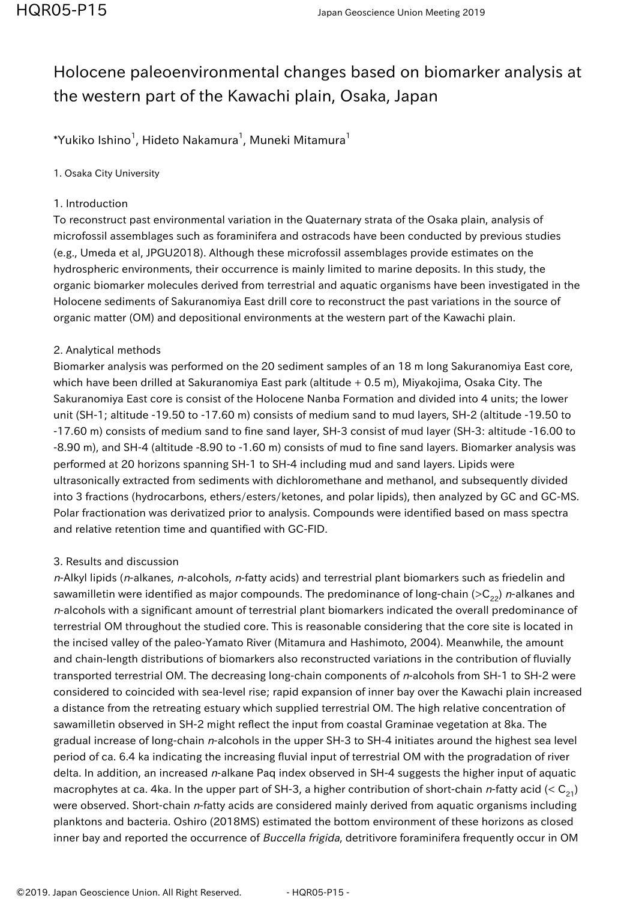# Holocene paleoenvironmental changes based on biomarker analysis at the western part of the Kawachi plain, Osaka, Japan

*Yukiko Ishino[1], Hideto Nakamura[1], Muneki Mitamura[1]

1. Osaka City University

## 1. Introduction

To reconstruct past environmental variation in the Quaternary strata of the Osaka plain, analysis of microfossil assemblages such as foraminifera and ostracods have been conducted by previous studies (e.g., Umeda et al, JPGU2018). Although these microfossil assemblages provide estimates on the hydrospheric environments, their occurrence is mainly limited to marine deposits. In this study, the organic biomarker molecules derived from terrestrial and aquatic organisms have been investigated in the Holocene sediments of Sakuranomiya East drill core to reconstruct the past variations in the source of organic matter (OM) and depositional environments at the western part of the Kawachi plain.

## 2. Analytical methods

Biomarker analysis was performed on the 20 sediment samples of an 18 m long Sakuranomiya East core, which have been drilled at Sakuranomiya East park (altitude + 0.5 m), Miyakojima, Osaka City. The Sakuranomiya East core is consist of the Holocene Nanba Formation and divided into 4 units; the lower unit (SH-1; altitude -19.50 to -17.60 m) consists of medium sand to mud layers, SH-2 (altitude -19.50 to -17.60 m) consists of medium sand to fine sand layer, SH-3 consist of mud layer (SH-3: altitude -16.00 to -8.90 m), and SH-4 (altitude -8.90 to -1.60 m) consists of mud to fine sand layers. Biomarker analysis was performed at 20 horizons spanning SH-1 to SH-4 including mud and sand layers. Lipids were ultrasonically extracted from sediments with dichloromethane and methanol, and subsequently divided into 3 fractions (hydrocarbons, ethers/esters/ketones, and polar lipids), then analyzed by GC and GC-MS. Polar fractionation was derivatized prior to analysis. Compounds were identified based on mass spectra and relative retention time and quantified with GC-FID.

## 3. Results and discussion

*n*-Alkyl lipids (*n*-alkanes, *n*-alcohols, *n*-fatty acids) and terrestrial plant biomarkers such as friedelin and sawamilletin were identified as major compounds. The predominance of long-chain ($>C_{22}$) *n*-alkanes and *n*-alcohols with a significant amount of terrestrial plant biomarkers indicated the overall predominance of terrestrial OM throughout the studied core. This is reasonable considering that the core site is located in the incised valley of the paleo-Yamato River (Mitamura and Hashimoto, 2004). Meanwhile, the amount and chain-length distributions of biomarkers also reconstructed variations in the contribution of fluvially transported terrestrial OM. The decreasing long-chain components of *n*-alcohols from SH-1 to SH-2 were considered to coincided with sea-level rise; rapid expansion of inner bay over the Kawachi plain increased a distance from the retreating estuary which supplied terrestrial OM. The high relative concentration of sawamilletin observed in SH-2 might reflect the input from coastal Graminae vegetation at 8ka. The gradual increase of long-chain *n*-alcohols in the upper SH-3 to SH-4 initiates around the highest sea level period of ca. 6.4 ka indicating the increasing fluvial input of terrestrial OM with the progradation of river delta. In addition, an increased *n*-alkane Paq index observed in SH-4 suggests the higher input of aquatic macrophytes at ca. 4ka. In the upper part of SH-3, a higher contribution of short-chain *n*-fatty acid ($< C_{21}$) were observed. Short-chain *n*-fatty acids are considered mainly derived from aquatic organisms including planktons and bacteria. Oshiro (2018MS) estimated the bottom environment of these horizons as closed inner bay and reported the occurrence of *Buccella frigida*, detritivore foraminifera frequently occur in OM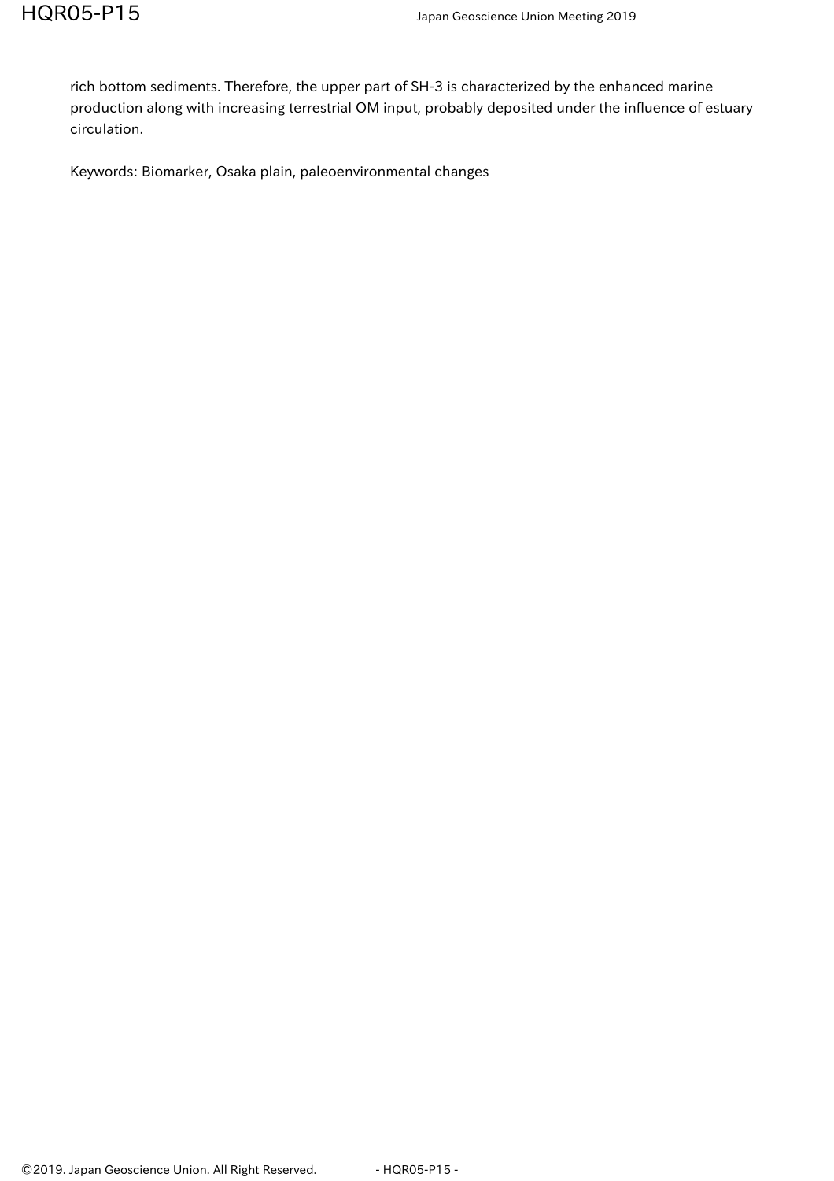rich bottom sediments. Therefore, the upper part of SH-3 is characterized by the enhanced marine production along with increasing terrestrial OM input, probably deposited under the influence of estuary circulation.

Keywords: Biomarker, Osaka plain, paleoenvironmental changes